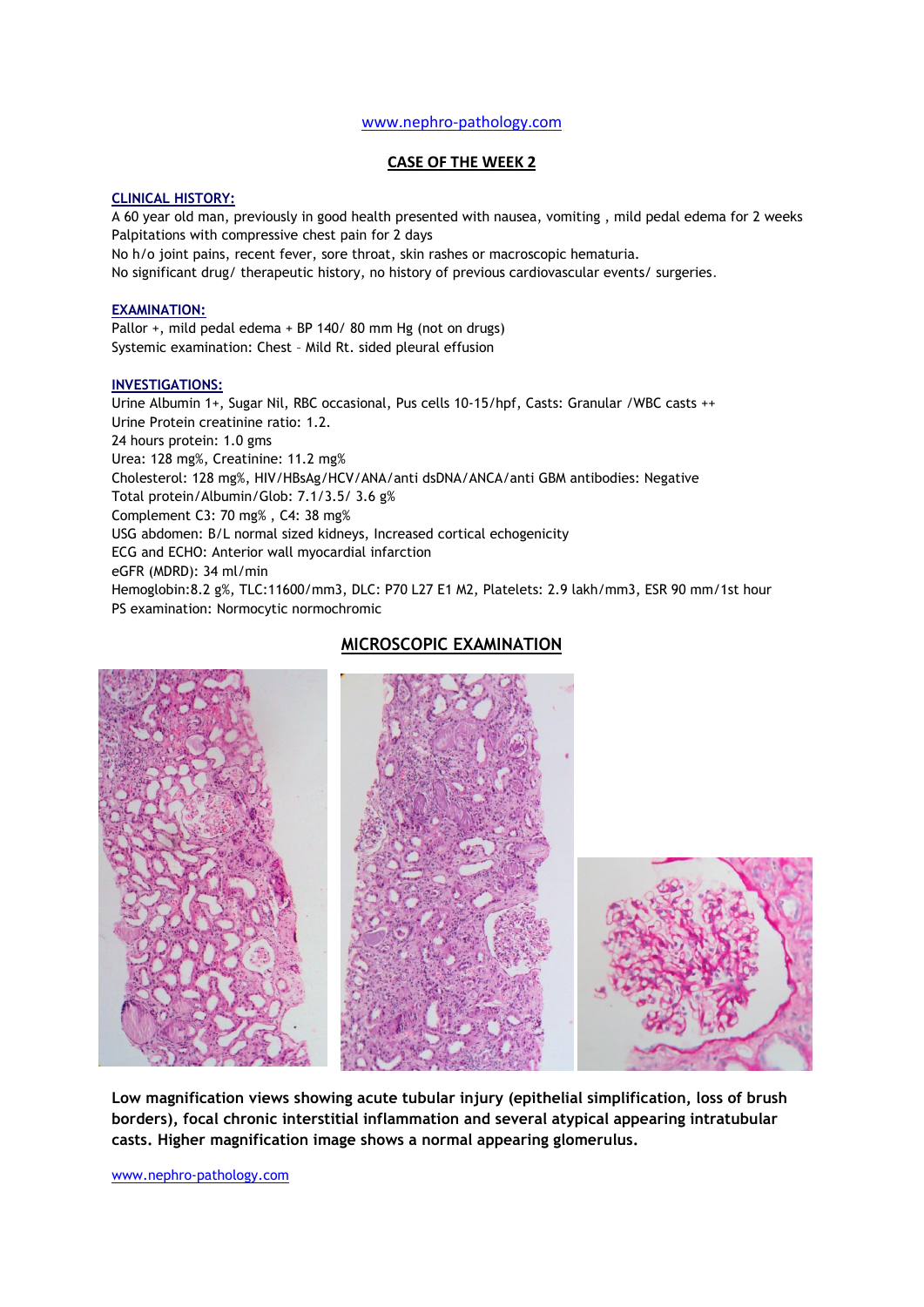www.nephro-pathology.com

## CASE OF THE WEEK 2

### CLINICAL HISTORY:

A 60 year old man, previously in good health presented with nausea, vomiting , mild pedal edema for 2 weeks
Palpitations with compressive chest pain for 2 days
No h/o joint pains, recent fever, sore throat, skin rashes or macroscopic hematuria.
No significant drug/ therapeutic history, no history of previous cardiovascular events/ surgeries.

### EXAMINATION:

Pallor +, mild pedal edema + BP 140/ 80 mm Hg (not on drugs)
Systemic examination: Chest – Mild Rt. sided pleural effusion

### INVESTIGATIONS:

Urine Albumin 1+, Sugar Nil, RBC occasional, Pus cells 10-15/hpf, Casts: Granular /WBC casts ++
Urine Protein creatinine ratio: 1.2.
24 hours protein: 1.0 gms
Urea: 128 mg%, Creatinine: 11.2 mg%
Cholesterol: 128 mg%, HIV/HBsAg/HCV/ANA/anti dsDNA/ANCA/anti GBM antibodies: Negative
Total protein/Albumin/Glob: 7.1/3.5/ 3.6 g%
Complement C3: 70 mg% , C4: 38 mg%
USG abdomen: B/L normal sized kidneys, Increased cortical echogenicity
ECG and ECHO: Anterior wall myocardial infarction
eGFR (MDRD): 34 ml/min
Hemoglobin:8.2 g%, TLC:11600/mm3, DLC: P70 L27 E1 M2, Platelets: 2.9 lakh/mm3, ESR 90 mm/1st hour
PS examination: Normocytic normochromic

## MICROSCOPIC EXAMINATION

**Low magnification views showing acute tubular injury (epithelial simplification, loss of brush borders), focal chronic interstitial inflammation and several atypical appearing intratubular casts. Higher magnification image shows a normal appearing glomerulus.**

www.nephro-pathology.com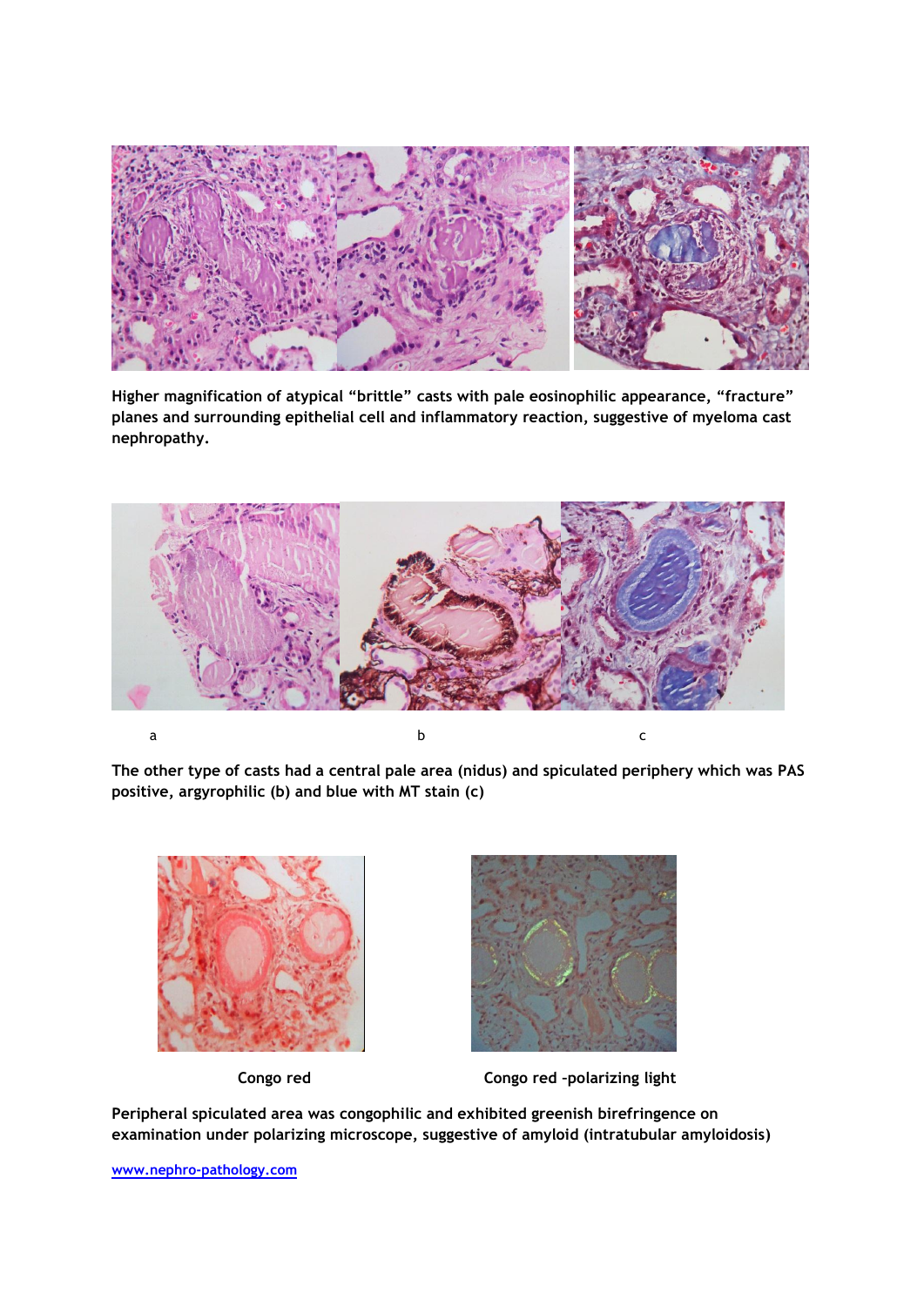Higher magnification of atypical “brittle” casts with pale eosinophilic appearance, “fracture” planes and surrounding epithelial cell and inflammatory reaction, suggestive of myeloma cast nephropathy.

a

b

c

The other type of casts had a central pale area (nidus) and spiculated periphery which was PAS positive, argyrophilic (b) and blue with MT stain (c)

Congo red

Congo red -polarizing light

Peripheral spiculated area was congophilic and exhibited greenish birefringence on examination under polarizing microscope, suggestive of amyloid (intratubular amyloidosis)

www.nephro-pathology.com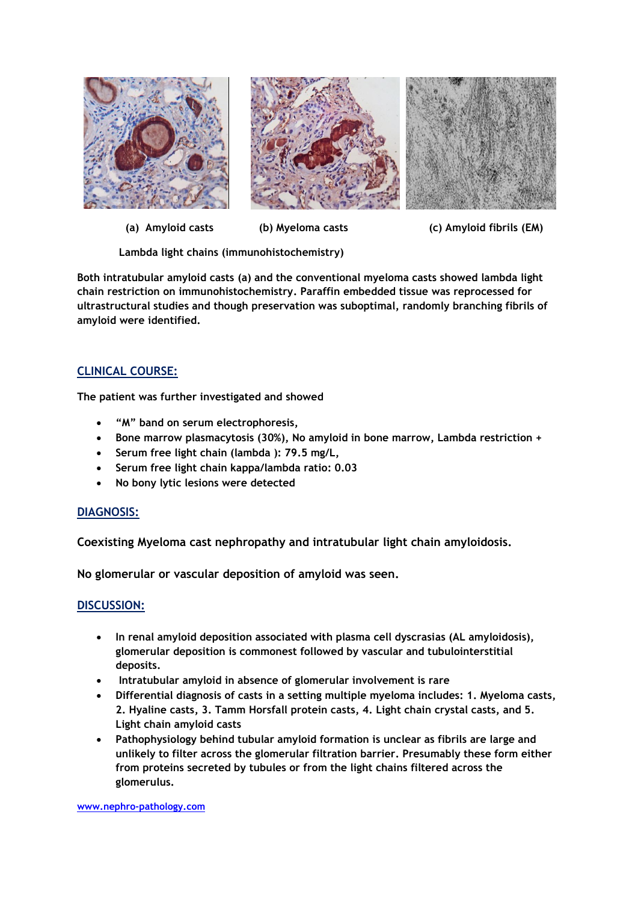**(a) Amyloid casts** **(b) Myeloma casts** **(c) Amyloid fibrils (EM)**

**Lambda light chains (immunohistochemistry)**

**Both intratubular amyloid casts (a) and the conventional myeloma casts showed lambda light chain restriction on immunohistochemistry. Paraffin embedded tissue was reprocessed for ultrastructural studies and though preservation was suboptimal, randomly branching fibrils of amyloid were identified.**

## CLINICAL COURSE:

The patient was further investigated and showed

- "M" band on serum electrophoresis,
- Bone marrow plasmacytosis (30%), No amyloid in bone marrow, Lambda restriction +
- Serum free light chain (lambda ): 79.5 mg/L,
- Serum free light chain kappa/lambda ratio: 0.03
- No bony lytic lesions were detected

## DIAGNOSIS:

**Coexisting Myeloma cast nephropathy and intratubular light chain amyloidosis.**

**No glomerular or vascular deposition of amyloid was seen.**

## DISCUSSION:

- **In renal amyloid deposition associated with plasma cell dyscrasias (AL amyloidosis), glomerular deposition is commonest followed by vascular and tubulointerstitial deposits.**
- **Intratubular amyloid in absence of glomerular involvement is rare**
- **Differential diagnosis of casts in a setting multiple myeloma includes: 1. Myeloma casts, 2. Hyaline casts, 3. Tamm Horsfall protein casts, 4. Light chain crystal casts, and 5. Light chain amyloid casts**
- **Pathophysiology behind tubular amyloid formation is unclear as fibrils are large and unlikely to filter across the glomerular filtration barrier. Presumably these form either from proteins secreted by tubules or from the light chains filtered across the glomerulus.**

www.nephro-pathology.com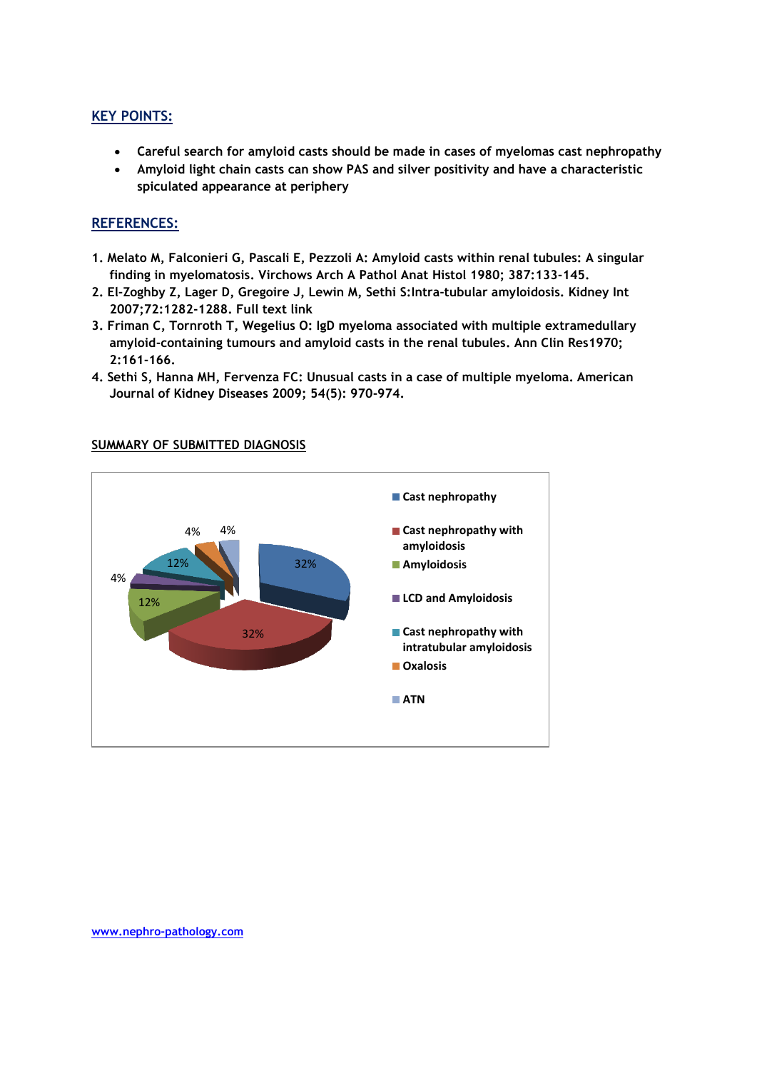## KEY POINTS:

- Careful search for amyloid casts should be made in cases of myelomas cast nephropathy
- Amyloid light chain casts can show PAS and silver positivity and have a characteristic spiculated appearance at periphery

## REFERENCES:

1. Melato M, Falconieri G, Pascali E, Pezzoli A: Amyloid casts within renal tubules: A singular finding in myelomatosis. Virchows Arch A Pathol Anat Histol 1980; 387:133-145.
2. El-Zoghby Z, Lager D, Gregoire J, Lewin M, Sethi S:Intra-tubular amyloidosis. Kidney Int 2007;72:1282-1288. Full text link
3. Friman C, Tornroth T, Wegelius O: IgD myeloma associated with multiple extramedullary amyloid-containing tumours and amyloid casts in the renal tubules. Ann Clin Res1970; 2:161-166.
4. Sethi S, Hanna MH, Fervenza FC: Unusual casts in a case of multiple myeloma. American Journal of Kidney Diseases 2009; 54(5): 970-974.

## SUMMARY OF SUBMITTED DIAGNOSIS

32%
32%
12%
4%
12%
4%
4%

Cast nephropathy
Cast nephropathy with amyloidosis
Amyloidosis
LCD and Amyloidosis
Cast nephropathy with intratubular amyloidosis
Oxalosis
ATN